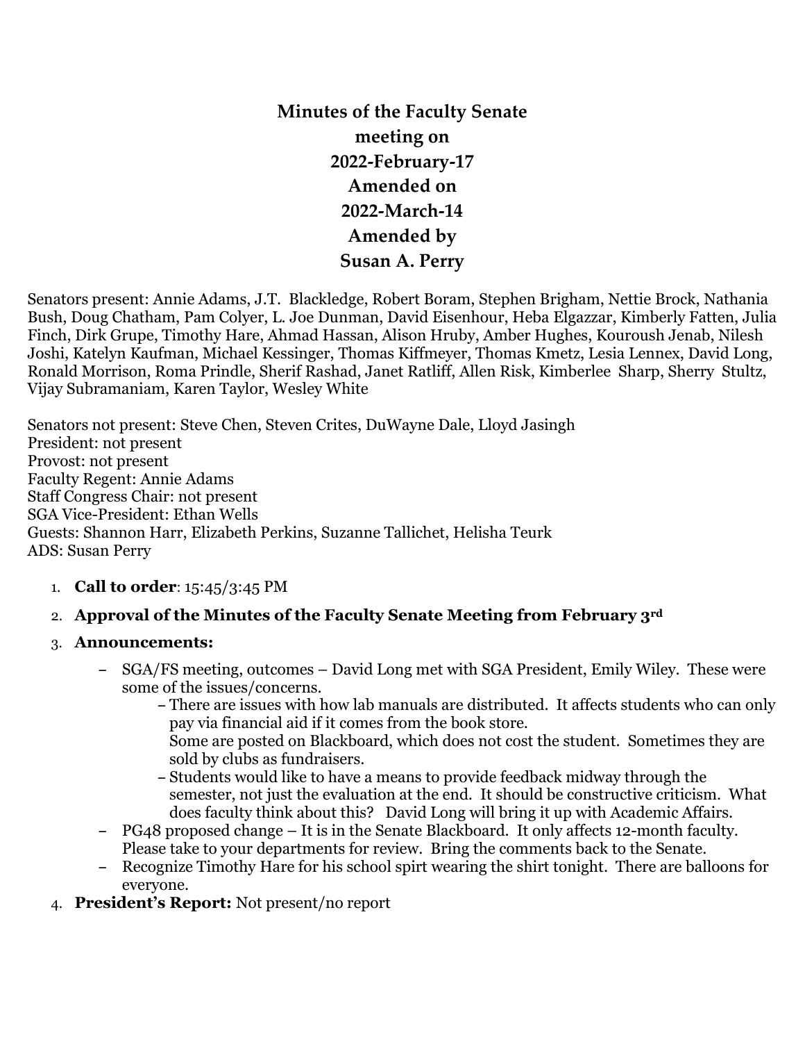# Minutes of the Faculty Senate meeting on 2022-February-17 Amended on 2022-March-14 Amended by Susan A. Perry

Senators present: Annie Adams, J.T. Blackledge, Robert Boram, Stephen Brigham, Nettie Brock, Nathania Bush, Doug Chatham, Pam Colyer, L. Joe Dunman, David Eisenhour, Heba Elgazzar, Kimberly Fatten, Julia Finch, Dirk Grupe, Timothy Hare, Ahmad Hassan, Alison Hruby, Amber Hughes, Kouroush Jenab, Nilesh Joshi, Katelyn Kaufman, Michael Kessinger, Thomas Kiffmeyer, Thomas Kmetz, Lesia Lennex, David Long, Ronald Morrison, Roma Prindle, Sherif Rashad, Janet Ratliff, Allen Risk, Kimberlee Sharp, Sherry Stultz, Vijay Subramaniam, Karen Taylor, Wesley White

Senators not present: Steve Chen, Steven Crites, DuWayne Dale, Lloyd Jasingh
President: not present
Provost: not present
Faculty Regent: Annie Adams
Staff Congress Chair: not present
SGA Vice-President: Ethan Wells
Guests: Shannon Harr, Elizabeth Perkins, Suzanne Tallichet, Helisha Teurk
ADS: Susan Perry

1. **Call to order**: 15:45/3:45 PM
2. **Approval of the Minutes of the Faculty Senate Meeting from February 3rd**
3. **Announcements:**
   - SGA/FS meeting, outcomes – David Long met with SGA President, Emily Wiley. These were some of the issues/concerns.
     - There are issues with how lab manuals are distributed. It affects students who can only pay via financial aid if it comes from the book store.
       Some are posted on Blackboard, which does not cost the student. Sometimes they are sold by clubs as fundraisers.
     - Students would like to have a means to provide feedback midway through the semester, not just the evaluation at the end. It should be constructive criticism. What does faculty think about this? David Long will bring it up with Academic Affairs.
   - PG48 proposed change – It is in the Senate Blackboard. It only affects 12-month faculty. Please take to your departments for review. Bring the comments back to the Senate.
   - Recognize Timothy Hare for his school spirt wearing the shirt tonight. There are balloons for everyone.
4. **President's Report:** Not present/no report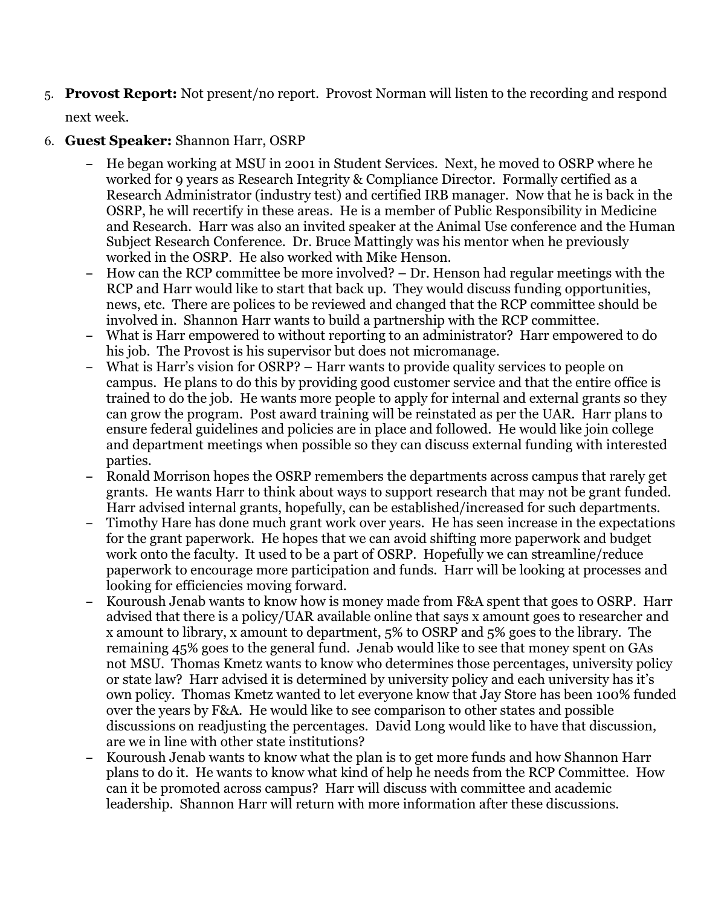5. **Provost Report:** Not present/no report. Provost Norman will listen to the recording and respond next week.

6. **Guest Speaker:** Shannon Harr, OSRP

   - He began working at MSU in 2001 in Student Services. Next, he moved to OSRP where he worked for 9 years as Research Integrity & Compliance Director. Formally certified as a Research Administrator (industry test) and certified IRB manager. Now that he is back in the OSRP, he will recertify in these areas. He is a member of Public Responsibility in Medicine and Research. Harr was also an invited speaker at the Animal Use conference and the Human Subject Research Conference. Dr. Bruce Mattingly was his mentor when he previously worked in the OSRP. He also worked with Mike Henson.
   - How can the RCP committee be more involved? – Dr. Henson had regular meetings with the RCP and Harr would like to start that back up. They would discuss funding opportunities, news, etc. There are polices to be reviewed and changed that the RCP committee should be involved in. Shannon Harr wants to build a partnership with the RCP committee.
   - What is Harr empowered to without reporting to an administrator? Harr empowered to do his job. The Provost is his supervisor but does not micromanage.
   - What is Harr's vision for OSRP? – Harr wants to provide quality services to people on campus. He plans to do this by providing good customer service and that the entire office is trained to do the job. He wants more people to apply for internal and external grants so they can grow the program. Post award training will be reinstated as per the UAR. Harr plans to ensure federal guidelines and policies are in place and followed. He would like join college and department meetings when possible so they can discuss external funding with interested parties.
   - Ronald Morrison hopes the OSRP remembers the departments across campus that rarely get grants. He wants Harr to think about ways to support research that may not be grant funded. Harr advised internal grants, hopefully, can be established/increased for such departments.
   - Timothy Hare has done much grant work over years. He has seen increase in the expectations for the grant paperwork. He hopes that we can avoid shifting more paperwork and budget work onto the faculty. It used to be a part of OSRP. Hopefully we can streamline/reduce paperwork to encourage more participation and funds. Harr will be looking at processes and looking for efficiencies moving forward.
   - Kouroush Jenab wants to know how is money made from F&A spent that goes to OSRP. Harr advised that there is a policy/UAR available online that says x amount goes to researcher and x amount to library, x amount to department, 5% to OSRP and 5% goes to the library. The remaining 45% goes to the general fund. Jenab would like to see that money spent on GAs not MSU. Thomas Kmetz wants to know who determines those percentages, university policy or state law? Harr advised it is determined by university policy and each university has it's own policy. Thomas Kmetz wanted to let everyone know that Jay Store has been 100% funded over the years by F&A. He would like to see comparison to other states and possible discussions on readjusting the percentages. David Long would like to have that discussion, are we in line with other state institutions?
   - Kouroush Jenab wants to know what the plan is to get more funds and how Shannon Harr plans to do it. He wants to know what kind of help he needs from the RCP Committee. How can it be promoted across campus? Harr will discuss with committee and academic leadership. Shannon Harr will return with more information after these discussions.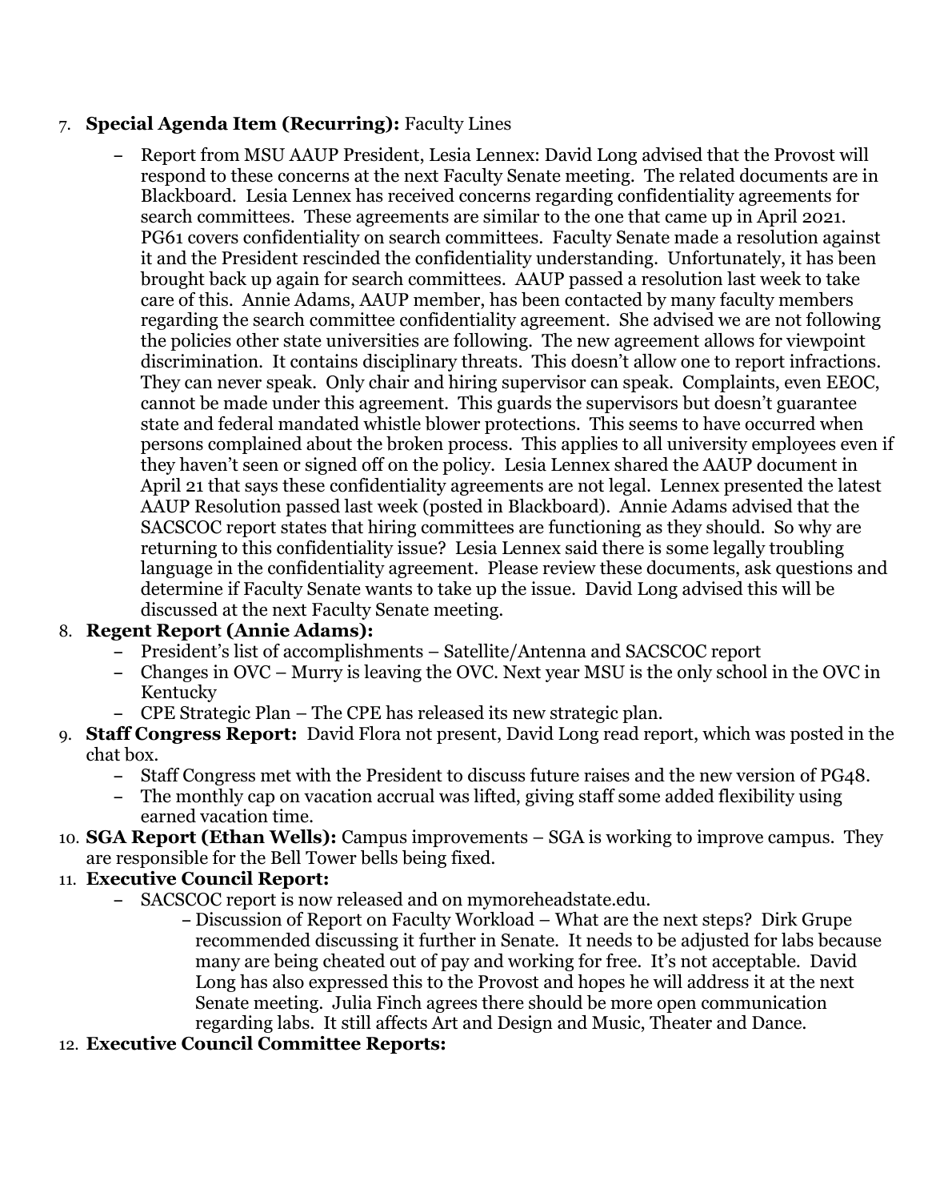7. **Special Agenda Item (Recurring):** Faculty Lines
   - Report from MSU AAUP President, Lesia Lennex: David Long advised that the Provost will respond to these concerns at the next Faculty Senate meeting. The related documents are in Blackboard. Lesia Lennex has received concerns regarding confidentiality agreements for search committees. These agreements are similar to the one that came up in April 2021. PG61 covers confidentiality on search committees. Faculty Senate made a resolution against it and the President rescinded the confidentiality understanding. Unfortunately, it has been brought back up again for search committees. AAUP passed a resolution last week to take care of this. Annie Adams, AAUP member, has been contacted by many faculty members regarding the search committee confidentiality agreement. She advised we are not following the policies other state universities are following. The new agreement allows for viewpoint discrimination. It contains disciplinary threats. This doesn't allow one to report infractions. They can never speak. Only chair and hiring supervisor can speak. Complaints, even EEOC, cannot be made under this agreement. This guards the supervisors but doesn't guarantee state and federal mandated whistle blower protections. This seems to have occurred when persons complained about the broken process. This applies to all university employees even if they haven't seen or signed off on the policy. Lesia Lennex shared the AAUP document in April 21 that says these confidentiality agreements are not legal. Lennex presented the latest AAUP Resolution passed last week (posted in Blackboard). Annie Adams advised that the SACSCOC report states that hiring committees are functioning as they should. So why are returning to this confidentiality issue? Lesia Lennex said there is some legally troubling language in the confidentiality agreement. Please review these documents, ask questions and determine if Faculty Senate wants to take up the issue. David Long advised this will be discussed at the next Faculty Senate meeting.
8. **Regent Report (Annie Adams):**
   - President's list of accomplishments – Satellite/Antenna and SACSCOC report
   - Changes in OVC – Murry is leaving the OVC. Next year MSU is the only school in the OVC in Kentucky
   - CPE Strategic Plan – The CPE has released its new strategic plan.
9. **Staff Congress Report:** David Flora not present, David Long read report, which was posted in the chat box.
   - Staff Congress met with the President to discuss future raises and the new version of PG48.
   - The monthly cap on vacation accrual was lifted, giving staff some added flexibility using earned vacation time.
10. **SGA Report (Ethan Wells):** Campus improvements – SGA is working to improve campus. They are responsible for the Bell Tower bells being fixed.
11. **Executive Council Report:**
    - SACSCOC report is now released and on mymoreheadstate.edu.
      - Discussion of Report on Faculty Workload – What are the next steps? Dirk Grupe recommended discussing it further in Senate. It needs to be adjusted for labs because many are being cheated out of pay and working for free. It's not acceptable. David Long has also expressed this to the Provost and hopes he will address it at the next Senate meeting. Julia Finch agrees there should be more open communication regarding labs. It still affects Art and Design and Music, Theater and Dance.
12. **Executive Council Committee Reports:**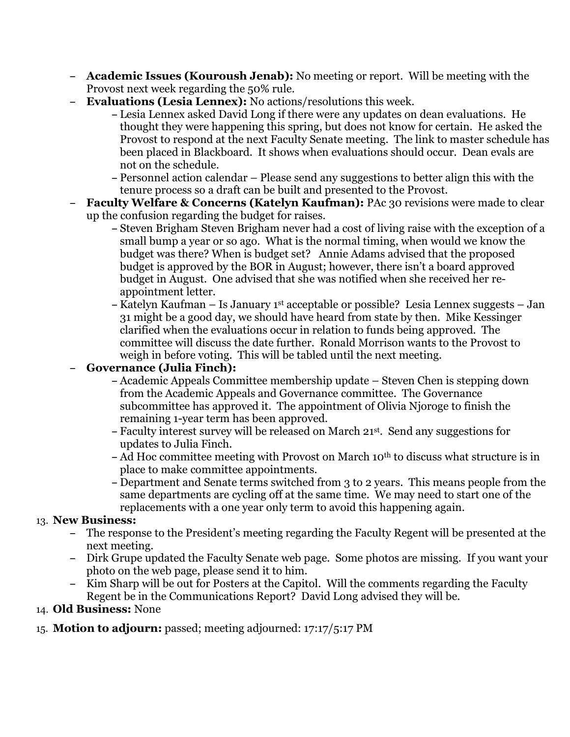- **Academic Issues (Kouroush Jenab):** No meeting or report. Will be meeting with the Provost next week regarding the 50% rule.
- **Evaluations (Lesia Lennex):** No actions/resolutions this week.
  - Lesia Lennex asked David Long if there were any updates on dean evaluations. He thought they were happening this spring, but does not know for certain. He asked the Provost to respond at the next Faculty Senate meeting. The link to master schedule has been placed in Blackboard. It shows when evaluations should occur. Dean evals are not on the schedule.
  - Personnel action calendar – Please send any suggestions to better align this with the tenure process so a draft can be built and presented to the Provost.
- **Faculty Welfare & Concerns (Katelyn Kaufman):** PAc 30 revisions were made to clear up the confusion regarding the budget for raises.
  - Steven Brigham Steven Brigham never had a cost of living raise with the exception of a small bump a year or so ago. What is the normal timing, when would we know the budget was there? When is budget set? Annie Adams advised that the proposed budget is approved by the BOR in August; however, there isn't a board approved budget in August. One advised that she was notified when she received her re-appointment letter.
  - Katelyn Kaufman – Is January 1st acceptable or possible? Lesia Lennex suggests – Jan 31 might be a good day, we should have heard from state by then. Mike Kessinger clarified when the evaluations occur in relation to funds being approved. The committee will discuss the date further. Ronald Morrison wants to the Provost to weigh in before voting. This will be tabled until the next meeting.
- **Governance (Julia Finch):**
  - Academic Appeals Committee membership update – Steven Chen is stepping down from the Academic Appeals and Governance committee. The Governance subcommittee has approved it. The appointment of Olivia Njoroge to finish the remaining 1-year term has been approved.
  - Faculty interest survey will be released on March 21st. Send any suggestions for updates to Julia Finch.
  - Ad Hoc committee meeting with Provost on March 10th to discuss what structure is in place to make committee appointments.
  - Department and Senate terms switched from 3 to 2 years. This means people from the same departments are cycling off at the same time. We may need to start one of the replacements with a one year only term to avoid this happening again.

13. **New Business:**
    - The response to the President's meeting regarding the Faculty Regent will be presented at the next meeting.
    - Dirk Grupe updated the Faculty Senate web page. Some photos are missing. If you want your photo on the web page, please send it to him.
    - Kim Sharp will be out for Posters at the Capitol. Will the comments regarding the Faculty Regent be in the Communications Report? David Long advised they will be.
14. **Old Business:** None
15. **Motion to adjourn:** passed; meeting adjourned: 17:17/5:17 PM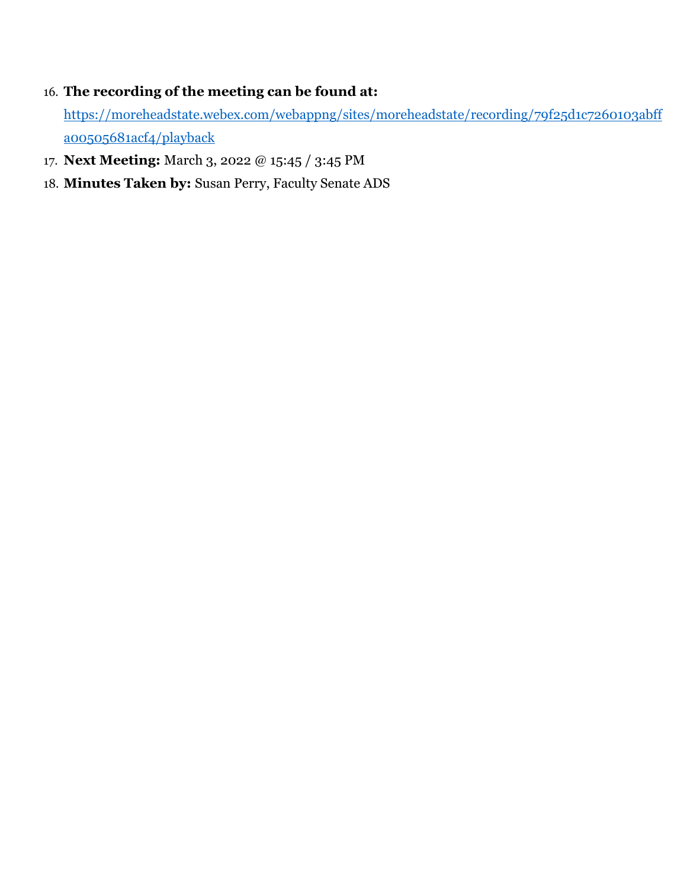16. **The recording of the meeting can be found at:** [https://moreheadstate.webex.com/webappng/sites/moreheadstate/recording/79f25d1c7260103abffa00505681acf4/playback](https://moreheadstate.webex.com/webappng/sites/moreheadstate/recording/79f25d1c7260103abffa00505681acf4/playback)
17. **Next Meeting:** March 3, 2022 @ 15:45 / 3:45 PM
18. **Minutes Taken by:** Susan Perry, Faculty Senate ADS